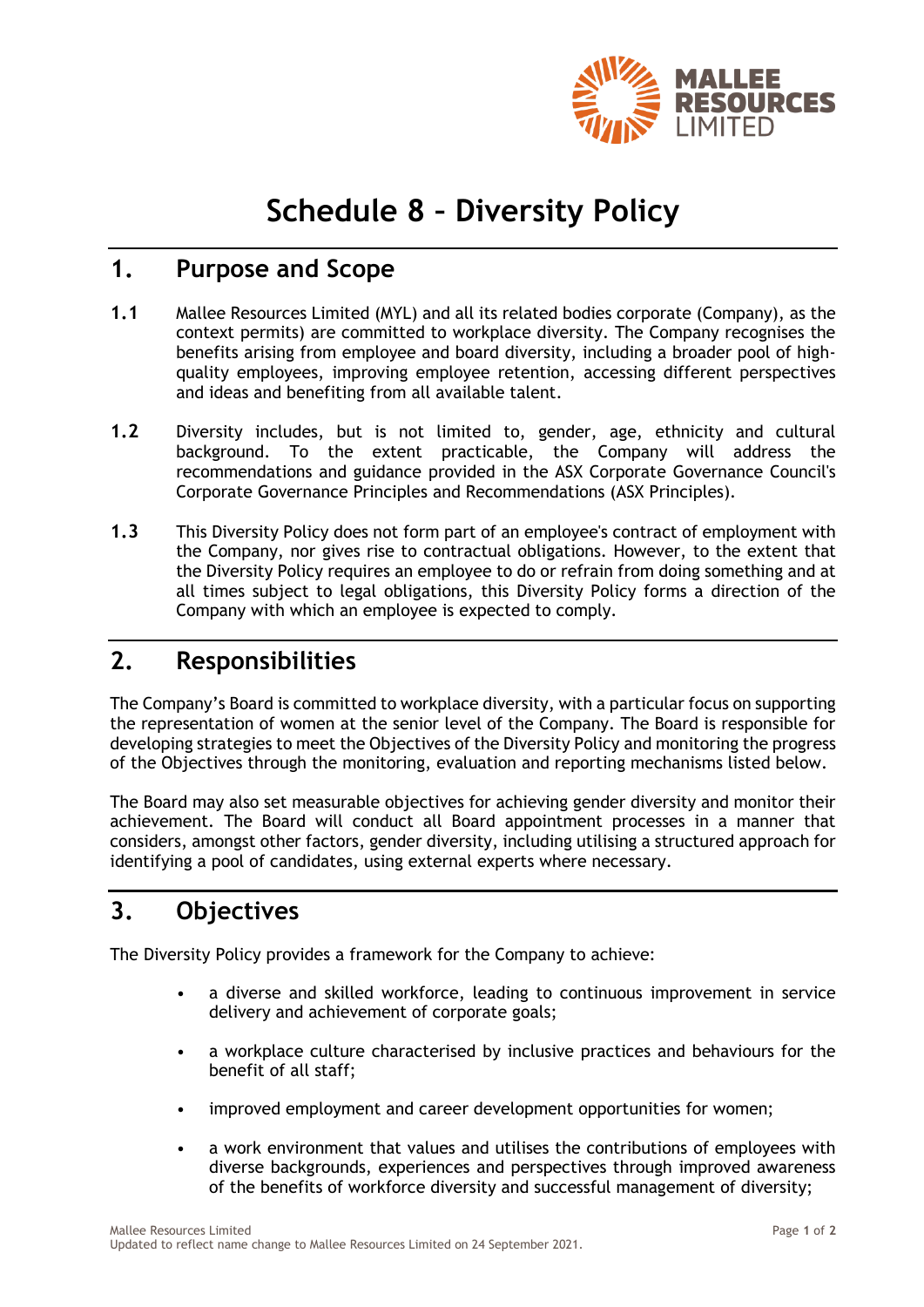# Schedule 8 – Diversity Policy

## 1. Purpose and Scope

**1.1** Mallee Resources Limited (MYL) and all its related bodies corporate (Company), as the context permits) are committed to workplace diversity. The Company recognises the benefits arising from employee and board diversity, including a broader pool of high-quality employees, improving employee retention, accessing different perspectives and ideas and benefiting from all available talent.

**1.2** Diversity includes, but is not limited to, gender, age, ethnicity and cultural background. To the extent practicable, the Company will address the recommendations and guidance provided in the ASX Corporate Governance Council's Corporate Governance Principles and Recommendations (ASX Principles).

**1.3** This Diversity Policy does not form part of an employee's contract of employment with the Company, nor gives rise to contractual obligations. However, to the extent that the Diversity Policy requires an employee to do or refrain from doing something and at all times subject to legal obligations, this Diversity Policy forms a direction of the Company with which an employee is expected to comply.

## 2. Responsibilities

The Company's Board is committed to workplace diversity, with a particular focus on supporting the representation of women at the senior level of the Company. The Board is responsible for developing strategies to meet the Objectives of the Diversity Policy and monitoring the progress of the Objectives through the monitoring, evaluation and reporting mechanisms listed below.

The Board may also set measurable objectives for achieving gender diversity and monitor their achievement. The Board will conduct all Board appointment processes in a manner that considers, amongst other factors, gender diversity, including utilising a structured approach for identifying a pool of candidates, using external experts where necessary.

## 3. Objectives

The Diversity Policy provides a framework for the Company to achieve:

- a diverse and skilled workforce, leading to continuous improvement in service delivery and achievement of corporate goals;
- a workplace culture characterised by inclusive practices and behaviours for the benefit of all staff;
- improved employment and career development opportunities for women;
- a work environment that values and utilises the contributions of employees with diverse backgrounds, experiences and perspectives through improved awareness of the benefits of workforce diversity and successful management of diversity;

Updated to reflect name change to Mallee Resources Limited on 24 September 2021.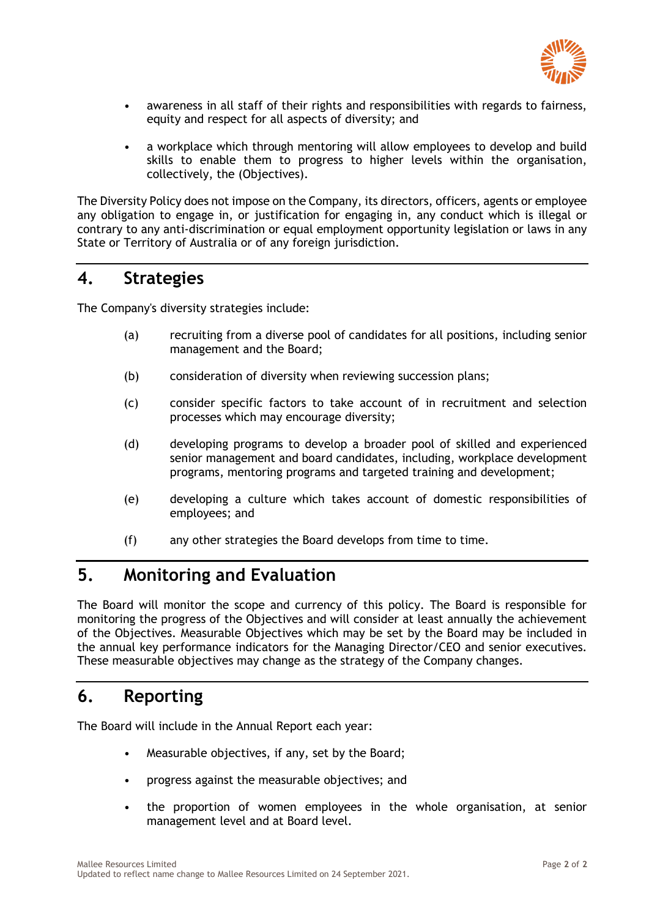- awareness in all staff of their rights and responsibilities with regards to fairness, equity and respect for all aspects of diversity; and
- a workplace which through mentoring will allow employees to develop and build skills to enable them to progress to higher levels within the organisation, collectively, the (Objectives).

The Diversity Policy does not impose on the Company, its directors, officers, agents or employee any obligation to engage in, or justification for engaging in, any conduct which is illegal or contrary to any anti-discrimination or equal employment opportunity legislation or laws in any State or Territory of Australia or of any foreign jurisdiction.

## 4. Strategies

The Company's diversity strategies include:

(a) recruiting from a diverse pool of candidates for all positions, including senior management and the Board;

(b) consideration of diversity when reviewing succession plans;

(c) consider specific factors to take account of in recruitment and selection processes which may encourage diversity;

(d) developing programs to develop a broader pool of skilled and experienced senior management and board candidates, including, workplace development programs, mentoring programs and targeted training and development;

(e) developing a culture which takes account of domestic responsibilities of employees; and

(f) any other strategies the Board develops from time to time.

## 5. Monitoring and Evaluation

The Board will monitor the scope and currency of this policy. The Board is responsible for monitoring the progress of the Objectives and will consider at least annually the achievement of the Objectives. Measurable Objectives which may be set by the Board may be included in the annual key performance indicators for the Managing Director/CEO and senior executives. These measurable objectives may change as the strategy of the Company changes.

## 6. Reporting

The Board will include in the Annual Report each year:

- Measurable objectives, if any, set by the Board;
- progress against the measurable objectives; and
- the proportion of women employees in the whole organisation, at senior management level and at Board level.

Mallee Resources Limited
Updated to reflect name change to Mallee Resources Limited on 24 September 2021.